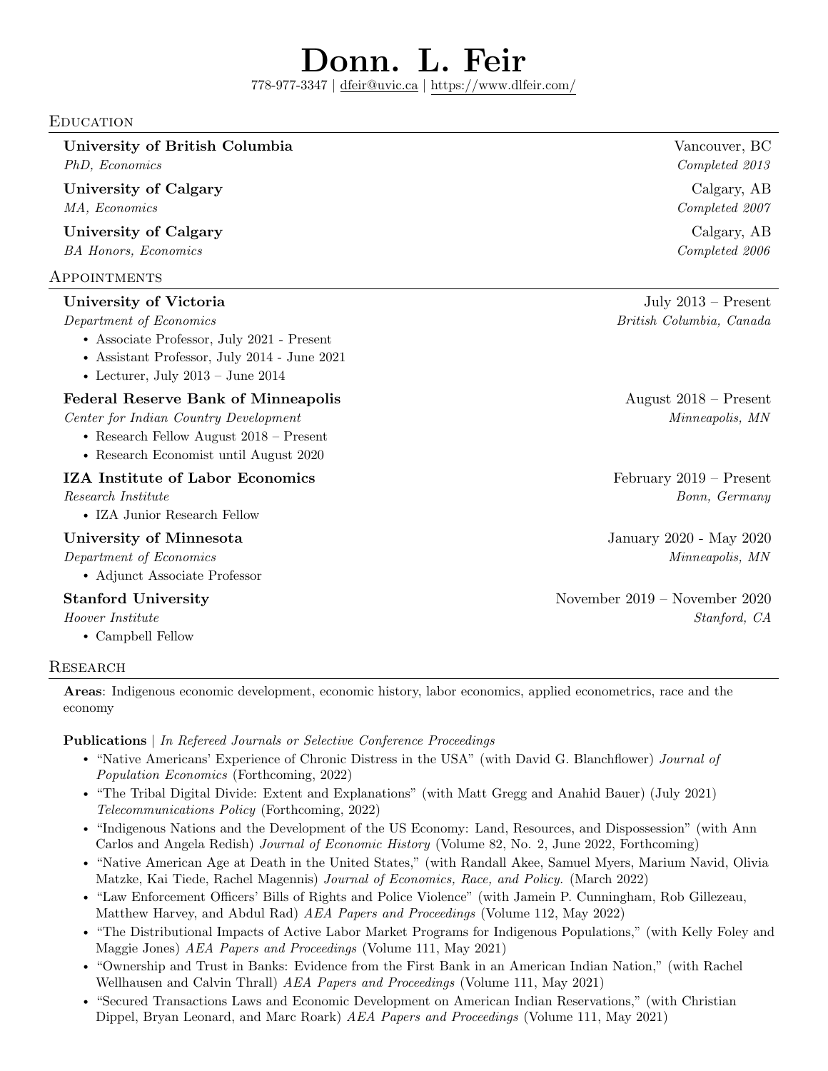# Donn. L. Feir

778-977-3347 | dfeir@uvic.ca | https://www.dlfeir.com/

## Education

**University of British Columbia** — Vancouver, BC
*PhD, Economics* — *Completed 2013*

**University of Calgary** — Calgary, AB
*MA, Economics* — *Completed 2007*

**University of Calgary** — Calgary, AB
*BA Honors, Economics* — *Completed 2006*

## Appointments

**University of Victoria** — July 2013 – Present
*Department of Economics* — *British Columbia, Canada*

- Associate Professor, July 2021 - Present
- Assistant Professor, July 2014 - June 2021
- Lecturer, July 2013 – June 2014

**Federal Reserve Bank of Minneapolis** — August 2018 – Present
*Center for Indian Country Development* — *Minneapolis, MN*

- Research Fellow August 2018 – Present
- Research Economist until August 2020

**IZA Institute of Labor Economics** — February 2019 – Present
*Research Institute* — *Bonn, Germany*

- IZA Junior Research Fellow

**University of Minnesota** — January 2020 - May 2020
*Department of Economics* — *Minneapolis, MN*

- Adjunct Associate Professor

**Stanford University** — November 2019 – November 2020
*Hoover Institute* — *Stanford, CA*

- Campbell Fellow

## Research

**Areas**: Indigenous economic development, economic history, labor economics, applied econometrics, race and the economy

**Publications** | *In Refereed Journals or Selective Conference Proceedings*

- "Native Americans' Experience of Chronic Distress in the USA" (with David G. Blanchflower) *Journal of Population Economics* (Forthcoming, 2022)
- "The Tribal Digital Divide: Extent and Explanations" (with Matt Gregg and Anahid Bauer) (July 2021) *Telecommunications Policy* (Forthcoming, 2022)
- "Indigenous Nations and the Development of the US Economy: Land, Resources, and Dispossession" (with Ann Carlos and Angela Redish) *Journal of Economic History* (Volume 82, No. 2, June 2022, Forthcoming)
- "Native American Age at Death in the United States," (with Randall Akee, Samuel Myers, Marium Navid, Olivia Matzke, Kai Tiede, Rachel Magennis) *Journal of Economics, Race, and Policy.* (March 2022)
- "Law Enforcement Officers' Bills of Rights and Police Violence" (with Jamein P. Cunningham, Rob Gillezeau, Matthew Harvey, and Abdul Rad) *AEA Papers and Proceedings* (Volume 112, May 2022)
- "The Distributional Impacts of Active Labor Market Programs for Indigenous Populations," (with Kelly Foley and Maggie Jones) *AEA Papers and Proceedings* (Volume 111, May 2021)
- "Ownership and Trust in Banks: Evidence from the First Bank in an American Indian Nation," (with Rachel Wellhausen and Calvin Thrall) *AEA Papers and Proceedings* (Volume 111, May 2021)
- "Secured Transactions Laws and Economic Development on American Indian Reservations," (with Christian Dippel, Bryan Leonard, and Marc Roark) *AEA Papers and Proceedings* (Volume 111, May 2021)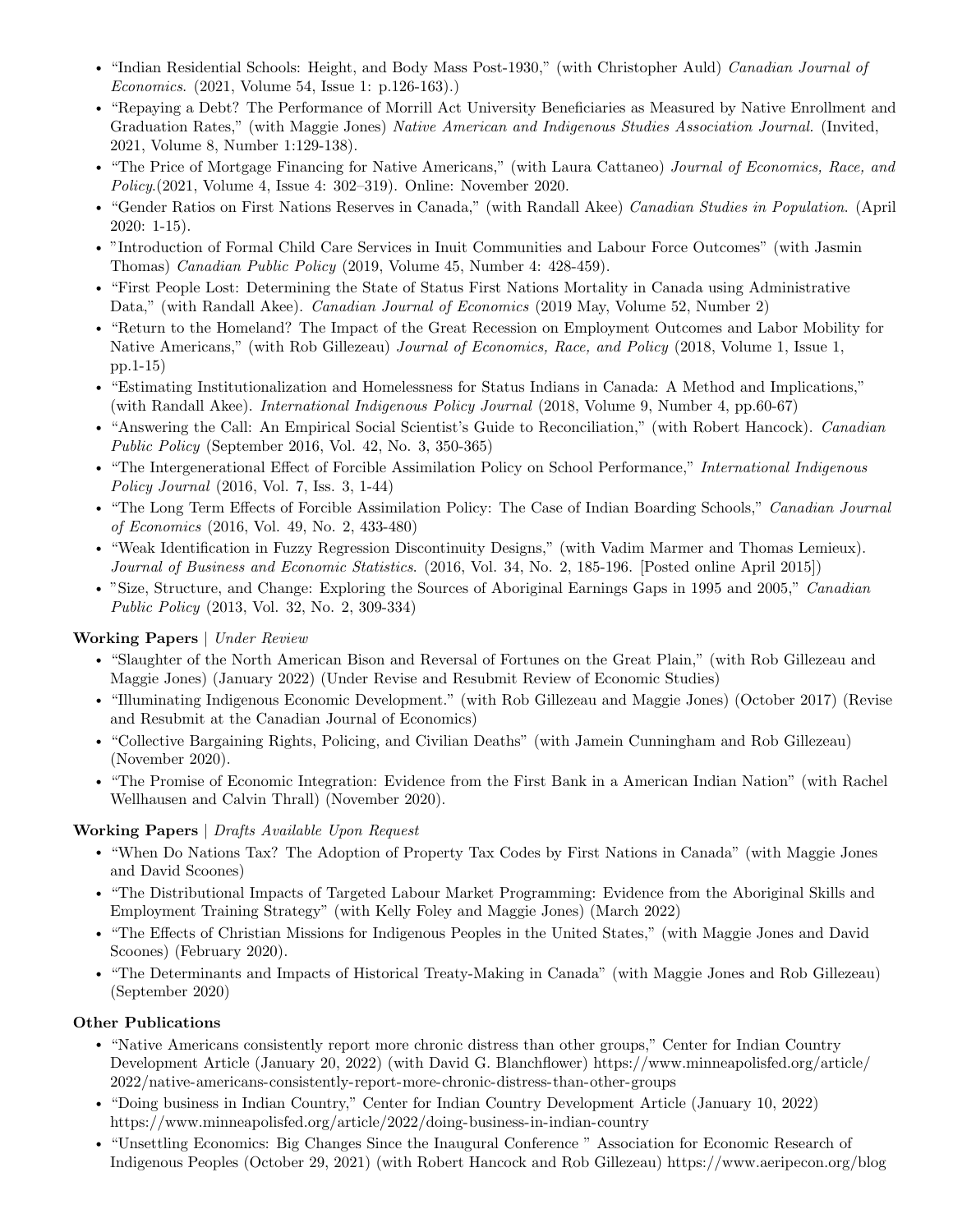- "Indian Residential Schools: Height, and Body Mass Post-1930," (with Christopher Auld) *Canadian Journal of Economics*. (2021, Volume 54, Issue 1: p.126-163).)
- "Repaying a Debt? The Performance of Morrill Act University Beneficiaries as Measured by Native Enrollment and Graduation Rates," (with Maggie Jones) *Native American and Indigenous Studies Association Journal.* (Invited, 2021, Volume 8, Number 1:129-138).
- "The Price of Mortgage Financing for Native Americans," (with Laura Cattaneo) *Journal of Economics, Race, and Policy.*(2021, Volume 4, Issue 4: 302–319). Online: November 2020.
- "Gender Ratios on First Nations Reserves in Canada," (with Randall Akee) *Canadian Studies in Population*. (April 2020: 1-15).
- "Introduction of Formal Child Care Services in Inuit Communities and Labour Force Outcomes" (with Jasmin Thomas) *Canadian Public Policy* (2019, Volume 45, Number 4: 428-459).
- "First People Lost: Determining the State of Status First Nations Mortality in Canada using Administrative Data," (with Randall Akee). *Canadian Journal of Economics* (2019 May, Volume 52, Number 2)
- "Return to the Homeland? The Impact of the Great Recession on Employment Outcomes and Labor Mobility for Native Americans," (with Rob Gillezeau) *Journal of Economics, Race, and Policy* (2018, Volume 1, Issue 1, pp.1-15)
- "Estimating Institutionalization and Homelessness for Status Indians in Canada: A Method and Implications," (with Randall Akee). *International Indigenous Policy Journal* (2018, Volume 9, Number 4, pp.60-67)
- "Answering the Call: An Empirical Social Scientist's Guide to Reconciliation," (with Robert Hancock). *Canadian Public Policy* (September 2016, Vol. 42, No. 3, 350-365)
- "The Intergenerational Effect of Forcible Assimilation Policy on School Performance," *International Indigenous Policy Journal* (2016, Vol. 7, Iss. 3, 1-44)
- "The Long Term Effects of Forcible Assimilation Policy: The Case of Indian Boarding Schools," *Canadian Journal of Economics* (2016, Vol. 49, No. 2, 433-480)
- "Weak Identification in Fuzzy Regression Discontinuity Designs," (with Vadim Marmer and Thomas Lemieux). *Journal of Business and Economic Statistics*. (2016, Vol. 34, No. 2, 185-196. [Posted online April 2015])
- "Size, Structure, and Change: Exploring the Sources of Aboriginal Earnings Gaps in 1995 and 2005," *Canadian Public Policy* (2013, Vol. 32, No. 2, 309-334)

**Working Papers** | *Under Review*

- "Slaughter of the North American Bison and Reversal of Fortunes on the Great Plain," (with Rob Gillezeau and Maggie Jones) (January 2022) (Under Revise and Resubmit Review of Economic Studies)
- "Illuminating Indigenous Economic Development." (with Rob Gillezeau and Maggie Jones) (October 2017) (Revise and Resubmit at the Canadian Journal of Economics)
- "Collective Bargaining Rights, Policing, and Civilian Deaths" (with Jamein Cunningham and Rob Gillezeau) (November 2020).
- "The Promise of Economic Integration: Evidence from the First Bank in a American Indian Nation" (with Rachel Wellhausen and Calvin Thrall) (November 2020).

**Working Papers** | *Drafts Available Upon Request*

- "When Do Nations Tax? The Adoption of Property Tax Codes by First Nations in Canada" (with Maggie Jones and David Scoones)
- "The Distributional Impacts of Targeted Labour Market Programming: Evidence from the Aboriginal Skills and Employment Training Strategy" (with Kelly Foley and Maggie Jones) (March 2022)
- "The Effects of Christian Missions for Indigenous Peoples in the United States," (with Maggie Jones and David Scoones) (February 2020).
- "The Determinants and Impacts of Historical Treaty-Making in Canada" (with Maggie Jones and Rob Gillezeau) (September 2020)

**Other Publications**

- "Native Americans consistently report more chronic distress than other groups," Center for Indian Country Development Article (January 20, 2022) (with David G. Blanchflower) https://www.minneapolisfed.org/article/2022/native-americans-consistently-report-more-chronic-distress-than-other-groups
- "Doing business in Indian Country," Center for Indian Country Development Article (January 10, 2022) https://www.minneapolisfed.org/article/2022/doing-business-in-indian-country
- "Unsettling Economics: Big Changes Since the Inaugural Conference " Association for Economic Research of Indigenous Peoples (October 29, 2021) (with Robert Hancock and Rob Gillezeau) https://www.aeripecon.org/blog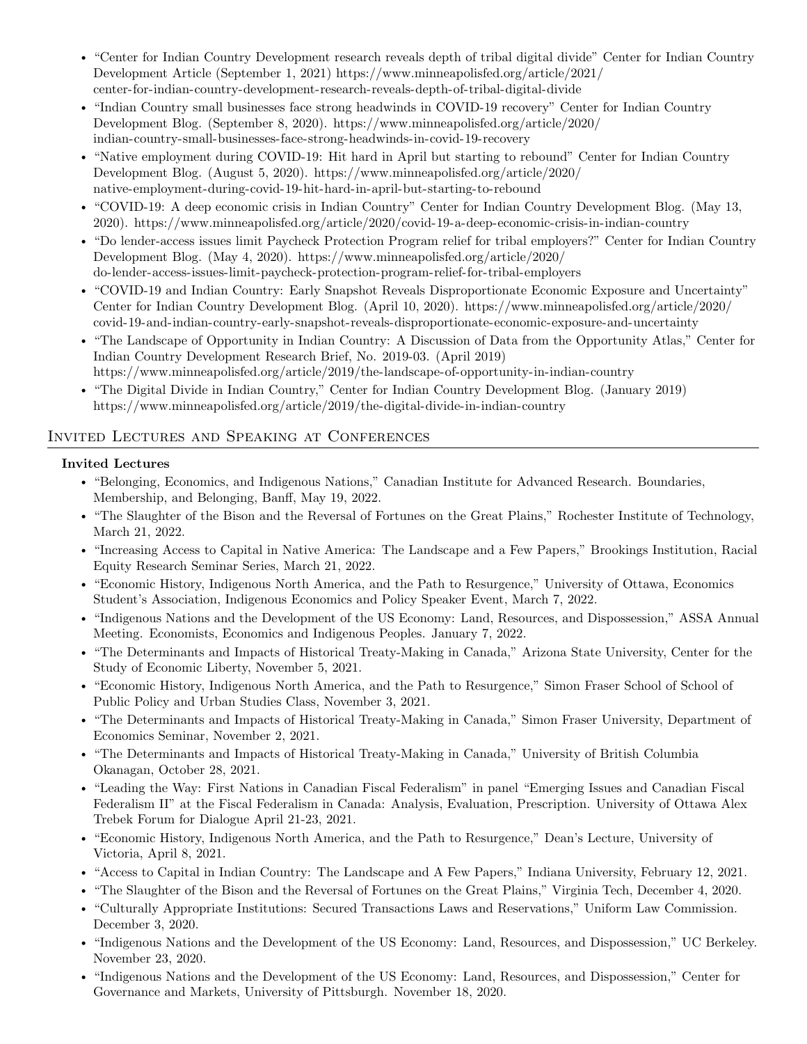- "Center for Indian Country Development research reveals depth of tribal digital divide" Center for Indian Country Development Article (September 1, 2021) https://www.minneapolisfed.org/article/2021/center-for-indian-country-development-research-reveals-depth-of-tribal-digital-divide
- "Indian Country small businesses face strong headwinds in COVID-19 recovery" Center for Indian Country Development Blog. (September 8, 2020). https://www.minneapolisfed.org/article/2020/indian-country-small-businesses-face-strong-headwinds-in-covid-19-recovery
- "Native employment during COVID-19: Hit hard in April but starting to rebound" Center for Indian Country Development Blog. (August 5, 2020). https://www.minneapolisfed.org/article/2020/native-employment-during-covid-19-hit-hard-in-april-but-starting-to-rebound
- "COVID-19: A deep economic crisis in Indian Country" Center for Indian Country Development Blog. (May 13, 2020). https://www.minneapolisfed.org/article/2020/covid-19-a-deep-economic-crisis-in-indian-country
- "Do lender-access issues limit Paycheck Protection Program relief for tribal employers?" Center for Indian Country Development Blog. (May 4, 2020). https://www.minneapolisfed.org/article/2020/do-lender-access-issues-limit-paycheck-protection-program-relief-for-tribal-employers
- "COVID-19 and Indian Country: Early Snapshot Reveals Disproportionate Economic Exposure and Uncertainty" Center for Indian Country Development Blog. (April 10, 2020). https://www.minneapolisfed.org/article/2020/covid-19-and-indian-country-early-snapshot-reveals-disproportionate-economic-exposure-and-uncertainty
- "The Landscape of Opportunity in Indian Country: A Discussion of Data from the Opportunity Atlas," Center for Indian Country Development Research Brief, No. 2019-03. (April 2019) https://www.minneapolisfed.org/article/2019/the-landscape-of-opportunity-in-indian-country
- "The Digital Divide in Indian Country," Center for Indian Country Development Blog. (January 2019) https://www.minneapolisfed.org/article/2019/the-digital-divide-in-indian-country

## Invited Lectures and Speaking at Conferences

### Invited Lectures

- "Belonging, Economics, and Indigenous Nations," Canadian Institute for Advanced Research. Boundaries, Membership, and Belonging, Banff, May 19, 2022.
- "The Slaughter of the Bison and the Reversal of Fortunes on the Great Plains," Rochester Institute of Technology, March 21, 2022.
- "Increasing Access to Capital in Native America: The Landscape and a Few Papers," Brookings Institution, Racial Equity Research Seminar Series, March 21, 2022.
- "Economic History, Indigenous North America, and the Path to Resurgence," University of Ottawa, Economics Student's Association, Indigenous Economics and Policy Speaker Event, March 7, 2022.
- "Indigenous Nations and the Development of the US Economy: Land, Resources, and Dispossession," ASSA Annual Meeting. Economists, Economics and Indigenous Peoples. January 7, 2022.
- "The Determinants and Impacts of Historical Treaty-Making in Canada," Arizona State University, Center for the Study of Economic Liberty, November 5, 2021.
- "Economic History, Indigenous North America, and the Path to Resurgence," Simon Fraser School of School of Public Policy and Urban Studies Class, November 3, 2021.
- "The Determinants and Impacts of Historical Treaty-Making in Canada," Simon Fraser University, Department of Economics Seminar, November 2, 2021.
- "The Determinants and Impacts of Historical Treaty-Making in Canada," University of British Columbia Okanagan, October 28, 2021.
- "Leading the Way: First Nations in Canadian Fiscal Federalism" in panel "Emerging Issues and Canadian Fiscal Federalism II" at the Fiscal Federalism in Canada: Analysis, Evaluation, Prescription. University of Ottawa Alex Trebek Forum for Dialogue April 21-23, 2021.
- "Economic History, Indigenous North America, and the Path to Resurgence," Dean's Lecture, University of Victoria, April 8, 2021.
- "Access to Capital in Indian Country: The Landscape and A Few Papers," Indiana University, February 12, 2021.
- "The Slaughter of the Bison and the Reversal of Fortunes on the Great Plains," Virginia Tech, December 4, 2020.
- "Culturally Appropriate Institutions: Secured Transactions Laws and Reservations," Uniform Law Commission. December 3, 2020.
- "Indigenous Nations and the Development of the US Economy: Land, Resources, and Dispossession," UC Berkeley. November 23, 2020.
- "Indigenous Nations and the Development of the US Economy: Land, Resources, and Dispossession," Center for Governance and Markets, University of Pittsburgh. November 18, 2020.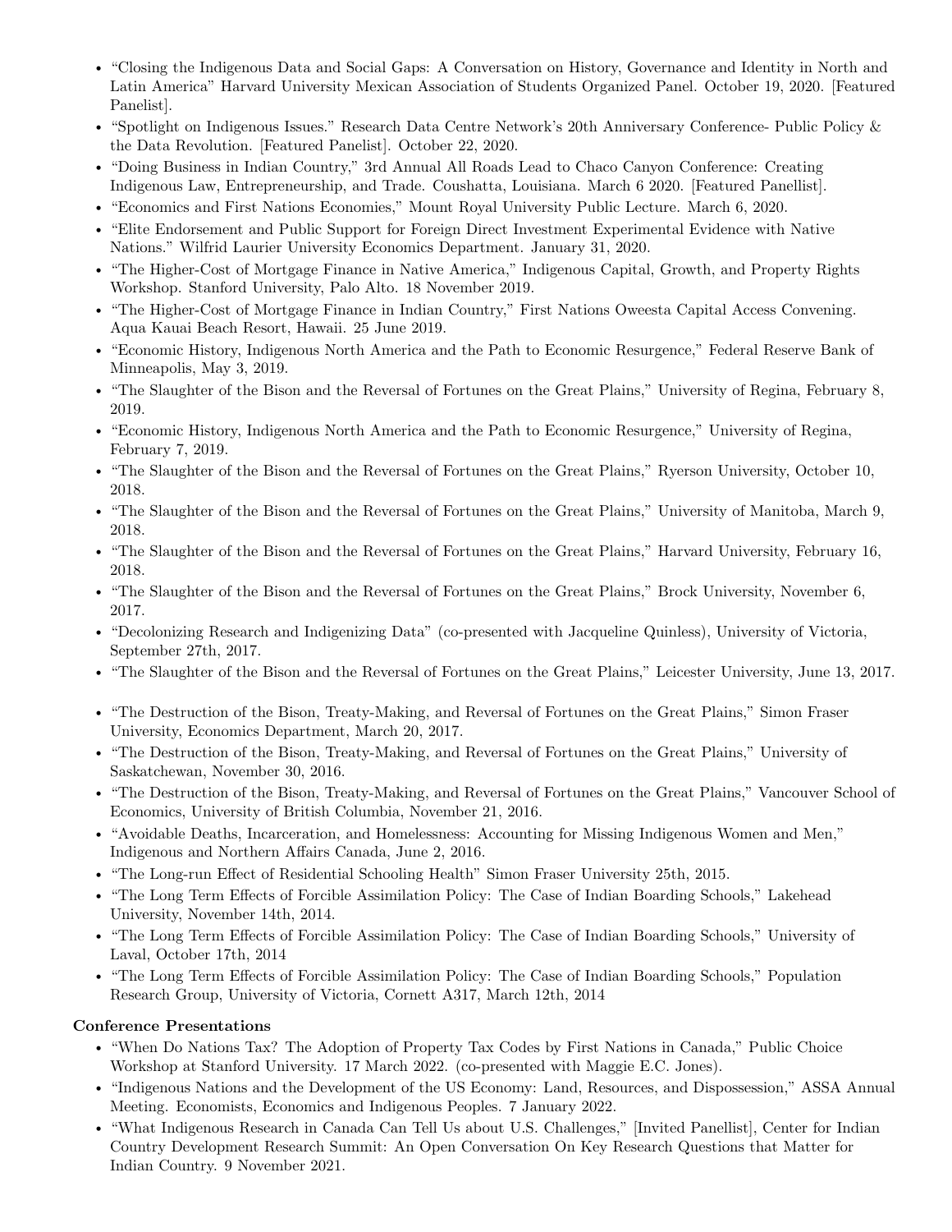- "Closing the Indigenous Data and Social Gaps: A Conversation on History, Governance and Identity in North and Latin America" Harvard University Mexican Association of Students Organized Panel. October 19, 2020. [Featured Panelist].
- "Spotlight on Indigenous Issues." Research Data Centre Network's 20th Anniversary Conference- Public Policy & the Data Revolution. [Featured Panelist]. October 22, 2020.
- "Doing Business in Indian Country," 3rd Annual All Roads Lead to Chaco Canyon Conference: Creating Indigenous Law, Entrepreneurship, and Trade. Coushatta, Louisiana. March 6 2020. [Featured Panellist].
- "Economics and First Nations Economies," Mount Royal University Public Lecture. March 6, 2020.
- "Elite Endorsement and Public Support for Foreign Direct Investment Experimental Evidence with Native Nations." Wilfrid Laurier University Economics Department. January 31, 2020.
- "The Higher-Cost of Mortgage Finance in Native America," Indigenous Capital, Growth, and Property Rights Workshop. Stanford University, Palo Alto. 18 November 2019.
- "The Higher-Cost of Mortgage Finance in Indian Country," First Nations Oweesta Capital Access Convening. Aqua Kauai Beach Resort, Hawaii. 25 June 2019.
- "Economic History, Indigenous North America and the Path to Economic Resurgence," Federal Reserve Bank of Minneapolis, May 3, 2019.
- "The Slaughter of the Bison and the Reversal of Fortunes on the Great Plains," University of Regina, February 8, 2019.
- "Economic History, Indigenous North America and the Path to Economic Resurgence," University of Regina, February 7, 2019.
- "The Slaughter of the Bison and the Reversal of Fortunes on the Great Plains," Ryerson University, October 10, 2018.
- "The Slaughter of the Bison and the Reversal of Fortunes on the Great Plains," University of Manitoba, March 9, 2018.
- "The Slaughter of the Bison and the Reversal of Fortunes on the Great Plains," Harvard University, February 16, 2018.
- "The Slaughter of the Bison and the Reversal of Fortunes on the Great Plains," Brock University, November 6, 2017.
- "Decolonizing Research and Indigenizing Data" (co-presented with Jacqueline Quinless), University of Victoria, September 27th, 2017.
- "The Slaughter of the Bison and the Reversal of Fortunes on the Great Plains," Leicester University, June 13, 2017.
- "The Destruction of the Bison, Treaty-Making, and Reversal of Fortunes on the Great Plains," Simon Fraser University, Economics Department, March 20, 2017.
- "The Destruction of the Bison, Treaty-Making, and Reversal of Fortunes on the Great Plains," University of Saskatchewan, November 30, 2016.
- "The Destruction of the Bison, Treaty-Making, and Reversal of Fortunes on the Great Plains," Vancouver School of Economics, University of British Columbia, November 21, 2016.
- "Avoidable Deaths, Incarceration, and Homelessness: Accounting for Missing Indigenous Women and Men," Indigenous and Northern Affairs Canada, June 2, 2016.
- "The Long-run Effect of Residential Schooling Health" Simon Fraser University 25th, 2015.
- "The Long Term Effects of Forcible Assimilation Policy: The Case of Indian Boarding Schools," Lakehead University, November 14th, 2014.
- "The Long Term Effects of Forcible Assimilation Policy: The Case of Indian Boarding Schools," University of Laval, October 17th, 2014
- "The Long Term Effects of Forcible Assimilation Policy: The Case of Indian Boarding Schools," Population Research Group, University of Victoria, Cornett A317, March 12th, 2014

**Conference Presentations**

- "When Do Nations Tax? The Adoption of Property Tax Codes by First Nations in Canada," Public Choice Workshop at Stanford University. 17 March 2022. (co-presented with Maggie E.C. Jones).
- "Indigenous Nations and the Development of the US Economy: Land, Resources, and Dispossession," ASSA Annual Meeting. Economists, Economics and Indigenous Peoples. 7 January 2022.
- "What Indigenous Research in Canada Can Tell Us about U.S. Challenges," [Invited Panellist], Center for Indian Country Development Research Summit: An Open Conversation On Key Research Questions that Matter for Indian Country. 9 November 2021.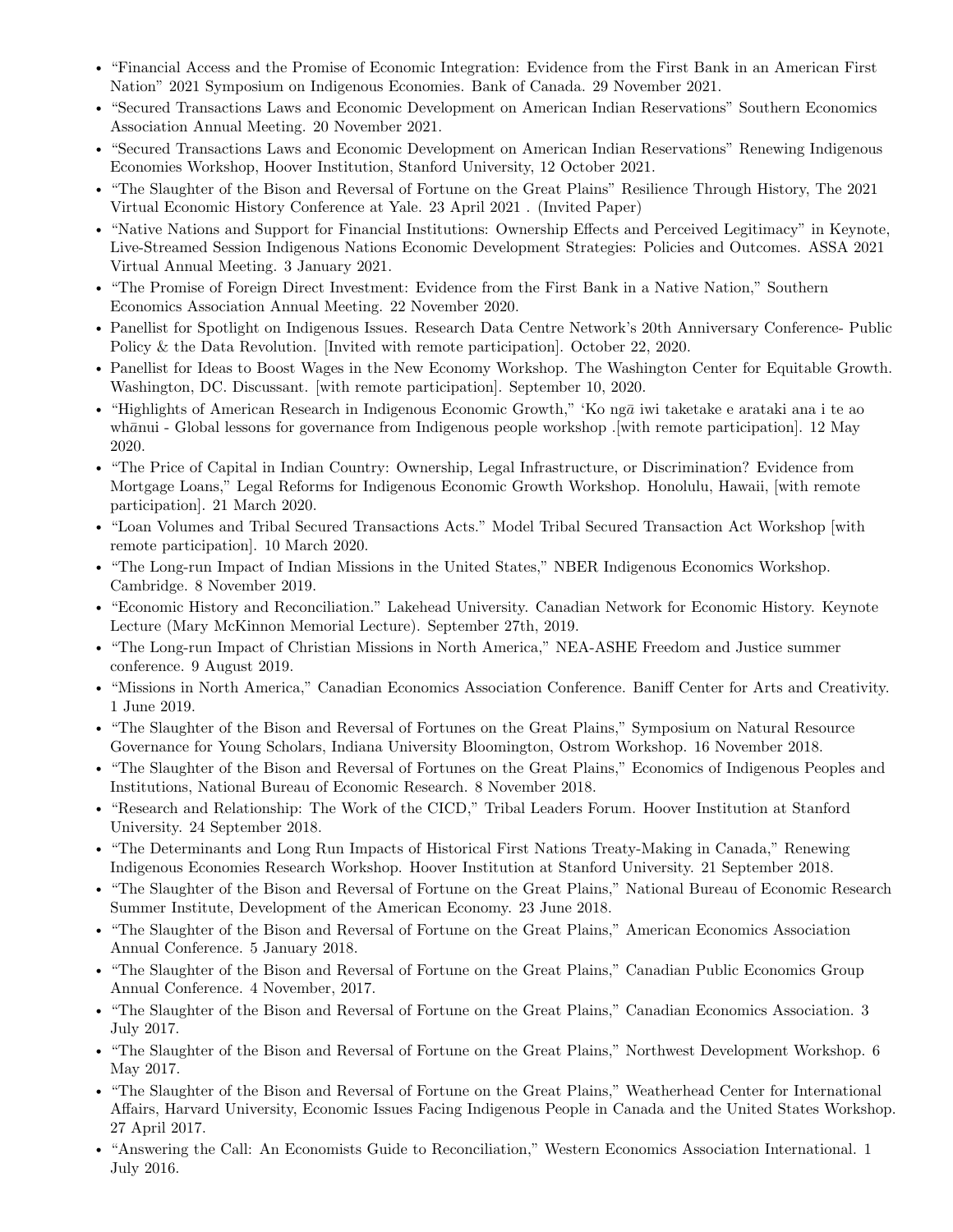- "Financial Access and the Promise of Economic Integration: Evidence from the First Bank in an American First Nation" 2021 Symposium on Indigenous Economies. Bank of Canada. 29 November 2021.
- "Secured Transactions Laws and Economic Development on American Indian Reservations" Southern Economics Association Annual Meeting. 20 November 2021.
- "Secured Transactions Laws and Economic Development on American Indian Reservations" Renewing Indigenous Economies Workshop, Hoover Institution, Stanford University, 12 October 2021.
- "The Slaughter of the Bison and Reversal of Fortune on the Great Plains" Resilience Through History, The 2021 Virtual Economic History Conference at Yale. 23 April 2021 . (Invited Paper)
- "Native Nations and Support for Financial Institutions: Ownership Effects and Perceived Legitimacy" in Keynote, Live-Streamed Session Indigenous Nations Economic Development Strategies: Policies and Outcomes. ASSA 2021 Virtual Annual Meeting. 3 January 2021.
- "The Promise of Foreign Direct Investment: Evidence from the First Bank in a Native Nation," Southern Economics Association Annual Meeting. 22 November 2020.
- Panellist for Spotlight on Indigenous Issues. Research Data Centre Network's 20th Anniversary Conference- Public Policy & the Data Revolution. [Invited with remote participation]. October 22, 2020.
- Panellist for Ideas to Boost Wages in the New Economy Workshop. The Washington Center for Equitable Growth. Washington, DC. Discussant. [with remote participation]. September 10, 2020.
- "Highlights of American Research in Indigenous Economic Growth," 'Ko ngā iwi taketake e arataki ana i te ao whānui - Global lessons for governance from Indigenous people workshop .[with remote participation]. 12 May 2020.
- "The Price of Capital in Indian Country: Ownership, Legal Infrastructure, or Discrimination? Evidence from Mortgage Loans," Legal Reforms for Indigenous Economic Growth Workshop. Honolulu, Hawaii, [with remote participation]. 21 March 2020.
- "Loan Volumes and Tribal Secured Transactions Acts." Model Tribal Secured Transaction Act Workshop [with remote participation]. 10 March 2020.
- "The Long-run Impact of Indian Missions in the United States," NBER Indigenous Economics Workshop. Cambridge. 8 November 2019.
- "Economic History and Reconciliation." Lakehead University. Canadian Network for Economic History. Keynote Lecture (Mary McKinnon Memorial Lecture). September 27th, 2019.
- "The Long-run Impact of Christian Missions in North America," NEA-ASHE Freedom and Justice summer conference. 9 August 2019.
- "Missions in North America," Canadian Economics Association Conference. Baniff Center for Arts and Creativity. 1 June 2019.
- "The Slaughter of the Bison and Reversal of Fortunes on the Great Plains," Symposium on Natural Resource Governance for Young Scholars, Indiana University Bloomington, Ostrom Workshop. 16 November 2018.
- "The Slaughter of the Bison and Reversal of Fortunes on the Great Plains," Economics of Indigenous Peoples and Institutions, National Bureau of Economic Research. 8 November 2018.
- "Research and Relationship: The Work of the CICD," Tribal Leaders Forum. Hoover Institution at Stanford University. 24 September 2018.
- "The Determinants and Long Run Impacts of Historical First Nations Treaty-Making in Canada," Renewing Indigenous Economies Research Workshop. Hoover Institution at Stanford University. 21 September 2018.
- "The Slaughter of the Bison and Reversal of Fortune on the Great Plains," National Bureau of Economic Research Summer Institute, Development of the American Economy. 23 June 2018.
- "The Slaughter of the Bison and Reversal of Fortune on the Great Plains," American Economics Association Annual Conference. 5 January 2018.
- "The Slaughter of the Bison and Reversal of Fortune on the Great Plains," Canadian Public Economics Group Annual Conference. 4 November, 2017.
- "The Slaughter of the Bison and Reversal of Fortune on the Great Plains," Canadian Economics Association. 3 July 2017.
- "The Slaughter of the Bison and Reversal of Fortune on the Great Plains," Northwest Development Workshop. 6 May 2017.
- "The Slaughter of the Bison and Reversal of Fortune on the Great Plains," Weatherhead Center for International Affairs, Harvard University, Economic Issues Facing Indigenous People in Canada and the United States Workshop. 27 April 2017.
- "Answering the Call: An Economists Guide to Reconciliation," Western Economics Association International. 1 July 2016.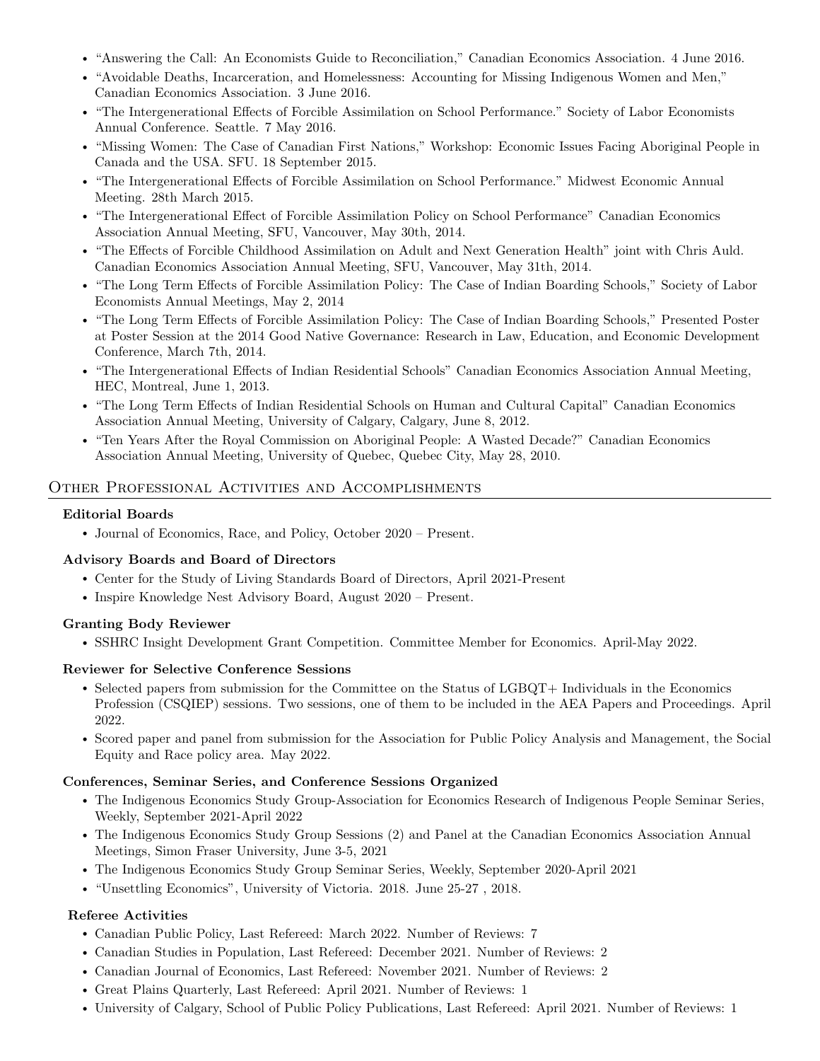- "Answering the Call: An Economists Guide to Reconciliation," Canadian Economics Association. 4 June 2016.
- "Avoidable Deaths, Incarceration, and Homelessness: Accounting for Missing Indigenous Women and Men," Canadian Economics Association. 3 June 2016.
- "The Intergenerational Effects of Forcible Assimilation on School Performance." Society of Labor Economists Annual Conference. Seattle. 7 May 2016.
- "Missing Women: The Case of Canadian First Nations," Workshop: Economic Issues Facing Aboriginal People in Canada and the USA. SFU. 18 September 2015.
- "The Intergenerational Effects of Forcible Assimilation on School Performance." Midwest Economic Annual Meeting. 28th March 2015.
- "The Intergenerational Effect of Forcible Assimilation Policy on School Performance" Canadian Economics Association Annual Meeting, SFU, Vancouver, May 30th, 2014.
- "The Effects of Forcible Childhood Assimilation on Adult and Next Generation Health" joint with Chris Auld. Canadian Economics Association Annual Meeting, SFU, Vancouver, May 31th, 2014.
- "The Long Term Effects of Forcible Assimilation Policy: The Case of Indian Boarding Schools," Society of Labor Economists Annual Meetings, May 2, 2014
- "The Long Term Effects of Forcible Assimilation Policy: The Case of Indian Boarding Schools," Presented Poster at Poster Session at the 2014 Good Native Governance: Research in Law, Education, and Economic Development Conference, March 7th, 2014.
- "The Intergenerational Effects of Indian Residential Schools" Canadian Economics Association Annual Meeting, HEC, Montreal, June 1, 2013.
- "The Long Term Effects of Indian Residential Schools on Human and Cultural Capital" Canadian Economics Association Annual Meeting, University of Calgary, Calgary, June 8, 2012.
- "Ten Years After the Royal Commission on Aboriginal People: A Wasted Decade?" Canadian Economics Association Annual Meeting, University of Quebec, Quebec City, May 28, 2010.

## Other Professional Activities and Accomplishments

### Editorial Boards

- Journal of Economics, Race, and Policy, October 2020 – Present.

### Advisory Boards and Board of Directors

- Center for the Study of Living Standards Board of Directors, April 2021-Present
- Inspire Knowledge Nest Advisory Board, August 2020 – Present.

### Granting Body Reviewer

- SSHRC Insight Development Grant Competition. Committee Member for Economics. April-May 2022.

### Reviewer for Selective Conference Sessions

- Selected papers from submission for the Committee on the Status of LGBQT+ Individuals in the Economics Profession (CSQIEP) sessions. Two sessions, one of them to be included in the AEA Papers and Proceedings. April 2022.
- Scored paper and panel from submission for the Association for Public Policy Analysis and Management, the Social Equity and Race policy area. May 2022.

### Conferences, Seminar Series, and Conference Sessions Organized

- The Indigenous Economics Study Group-Association for Economics Research of Indigenous People Seminar Series, Weekly, September 2021-April 2022
- The Indigenous Economics Study Group Sessions (2) and Panel at the Canadian Economics Association Annual Meetings, Simon Fraser University, June 3-5, 2021
- The Indigenous Economics Study Group Seminar Series, Weekly, September 2020-April 2021
- "Unsettling Economics", University of Victoria. 2018. June 25-27 , 2018.

### Referee Activities

- Canadian Public Policy, Last Refereed: March 2022. Number of Reviews: 7
- Canadian Studies in Population, Last Refereed: December 2021. Number of Reviews: 2
- Canadian Journal of Economics, Last Refereed: November 2021. Number of Reviews: 2
- Great Plains Quarterly, Last Refereed: April 2021. Number of Reviews: 1
- University of Calgary, School of Public Policy Publications, Last Refereed: April 2021. Number of Reviews: 1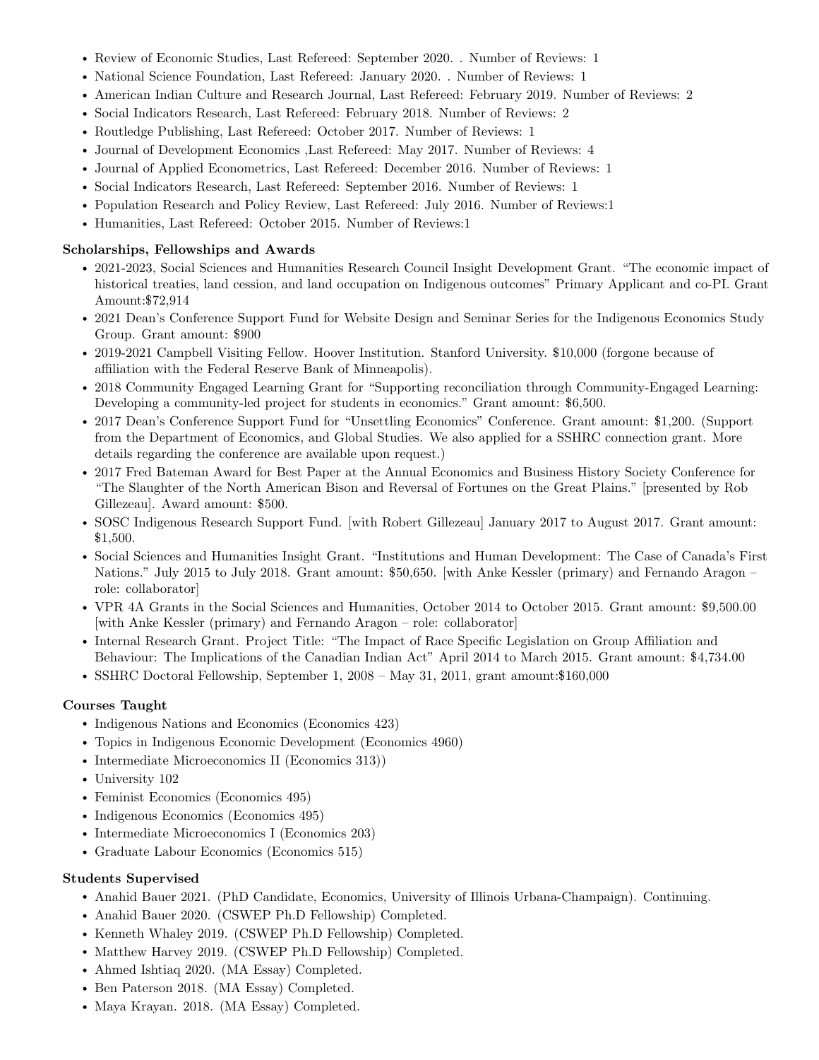- Review of Economic Studies, Last Refereed: September 2020. . Number of Reviews: 1
- National Science Foundation, Last Refereed: January 2020. . Number of Reviews: 1
- American Indian Culture and Research Journal, Last Refereed: February 2019. Number of Reviews: 2
- Social Indicators Research, Last Refereed: February 2018. Number of Reviews: 2
- Routledge Publishing, Last Refereed: October 2017. Number of Reviews: 1
- Journal of Development Economics ,Last Refereed: May 2017. Number of Reviews: 4
- Journal of Applied Econometrics, Last Refereed: December 2016. Number of Reviews: 1
- Social Indicators Research, Last Refereed: September 2016. Number of Reviews: 1
- Population Research and Policy Review, Last Refereed: July 2016. Number of Reviews:1
- Humanities, Last Refereed: October 2015. Number of Reviews:1

**Scholarships, Fellowships and Awards**

- 2021-2023, Social Sciences and Humanities Research Council Insight Development Grant. "The economic impact of historical treaties, land cession, and land occupation on Indigenous outcomes" Primary Applicant and co-PI. Grant Amount:$72,914
- 2021 Dean's Conference Support Fund for Website Design and Seminar Series for the Indigenous Economics Study Group. Grant amount: $900
- 2019-2021 Campbell Visiting Fellow. Hoover Institution. Stanford University. $10,000 (forgone because of affiliation with the Federal Reserve Bank of Minneapolis).
- 2018 Community Engaged Learning Grant for "Supporting reconciliation through Community-Engaged Learning: Developing a community-led project for students in economics." Grant amount: $6,500.
- 2017 Dean's Conference Support Fund for "Unsettling Economics" Conference. Grant amount: $1,200. (Support from the Department of Economics, and Global Studies. We also applied for a SSHRC connection grant. More details regarding the conference are available upon request.)
- 2017 Fred Bateman Award for Best Paper at the Annual Economics and Business History Society Conference for "The Slaughter of the North American Bison and Reversal of Fortunes on the Great Plains." [presented by Rob Gillezeau]. Award amount: $500.
- SOSC Indigenous Research Support Fund. [with Robert Gillezeau] January 2017 to August 2017. Grant amount: $1,500.
- Social Sciences and Humanities Insight Grant. "Institutions and Human Development: The Case of Canada's First Nations." July 2015 to July 2018. Grant amount: $50,650. [with Anke Kessler (primary) and Fernando Aragon – role: collaborator]
- VPR 4A Grants in the Social Sciences and Humanities, October 2014 to October 2015. Grant amount: $9,500.00 [with Anke Kessler (primary) and Fernando Aragon – role: collaborator]
- Internal Research Grant. Project Title: "The Impact of Race Specific Legislation on Group Affiliation and Behaviour: The Implications of the Canadian Indian Act" April 2014 to March 2015. Grant amount: $4,734.00
- SSHRC Doctoral Fellowship, September 1, 2008 – May 31, 2011, grant amount:$160,000

**Courses Taught**

- Indigenous Nations and Economics (Economics 423)
- Topics in Indigenous Economic Development (Economics 4960)
- Intermediate Microeconomics II (Economics 313))
- University 102
- Feminist Economics (Economics 495)
- Indigenous Economics (Economics 495)
- Intermediate Microeconomics I (Economics 203)
- Graduate Labour Economics (Economics 515)

**Students Supervised**

- Anahid Bauer 2021. (PhD Candidate, Economics, University of Illinois Urbana-Champaign). Continuing.
- Anahid Bauer 2020. (CSWEP Ph.D Fellowship) Completed.
- Kenneth Whaley 2019. (CSWEP Ph.D Fellowship) Completed.
- Matthew Harvey 2019. (CSWEP Ph.D Fellowship) Completed.
- Ahmed Ishtiaq 2020. (MA Essay) Completed.
- Ben Paterson 2018. (MA Essay) Completed.
- Maya Krayan. 2018. (MA Essay) Completed.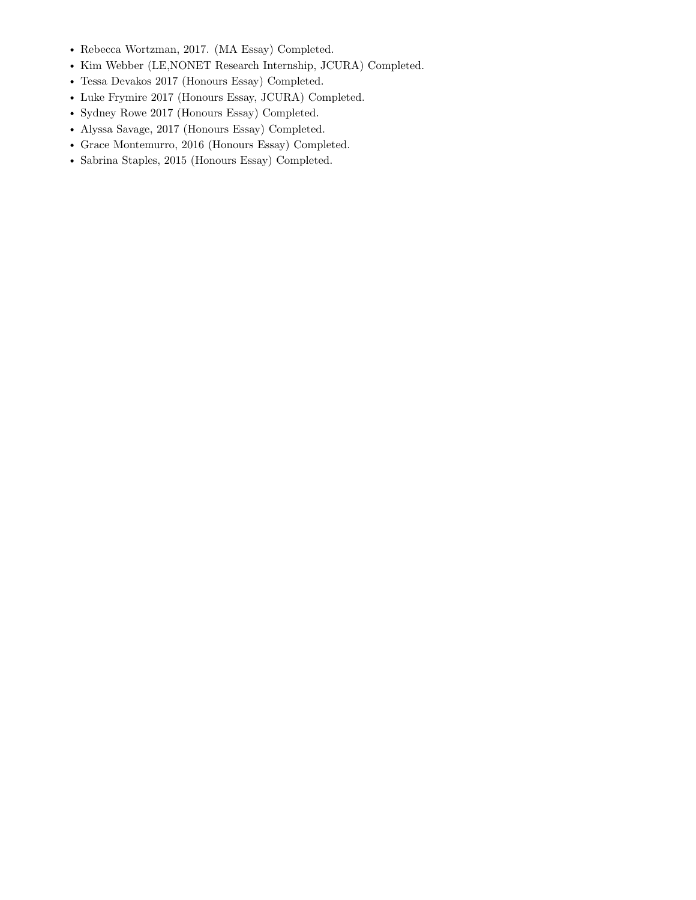- Rebecca Wortzman, 2017. (MA Essay) Completed.
- Kim Webber (LE,NONET Research Internship, JCURA) Completed.
- Tessa Devakos 2017 (Honours Essay) Completed.
- Luke Frymire 2017 (Honours Essay, JCURA) Completed.
- Sydney Rowe 2017 (Honours Essay) Completed.
- Alyssa Savage, 2017 (Honours Essay) Completed.
- Grace Montemurro, 2016 (Honours Essay) Completed.
- Sabrina Staples, 2015 (Honours Essay) Completed.